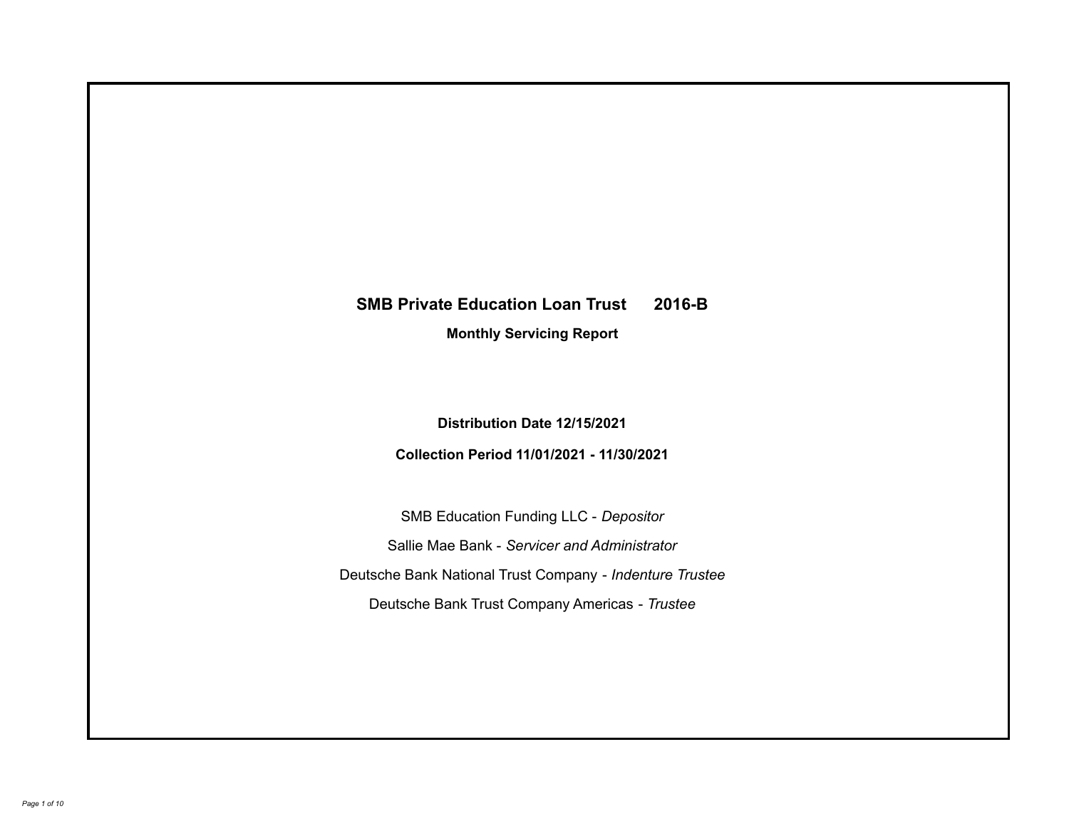# SMB Private Education Loan Trust 2016-B

## Monthly Servicing Report

**Distribution Date 12/15/2021**

**Collection Period 11/01/2021 - 11/30/2021**

SMB Education Funding LLC - *Depositor*

Sallie Mae Bank - *Servicer and Administrator*

Deutsche Bank National Trust Company - *Indenture Trustee*

Deutsche Bank Trust Company Americas - *Trustee*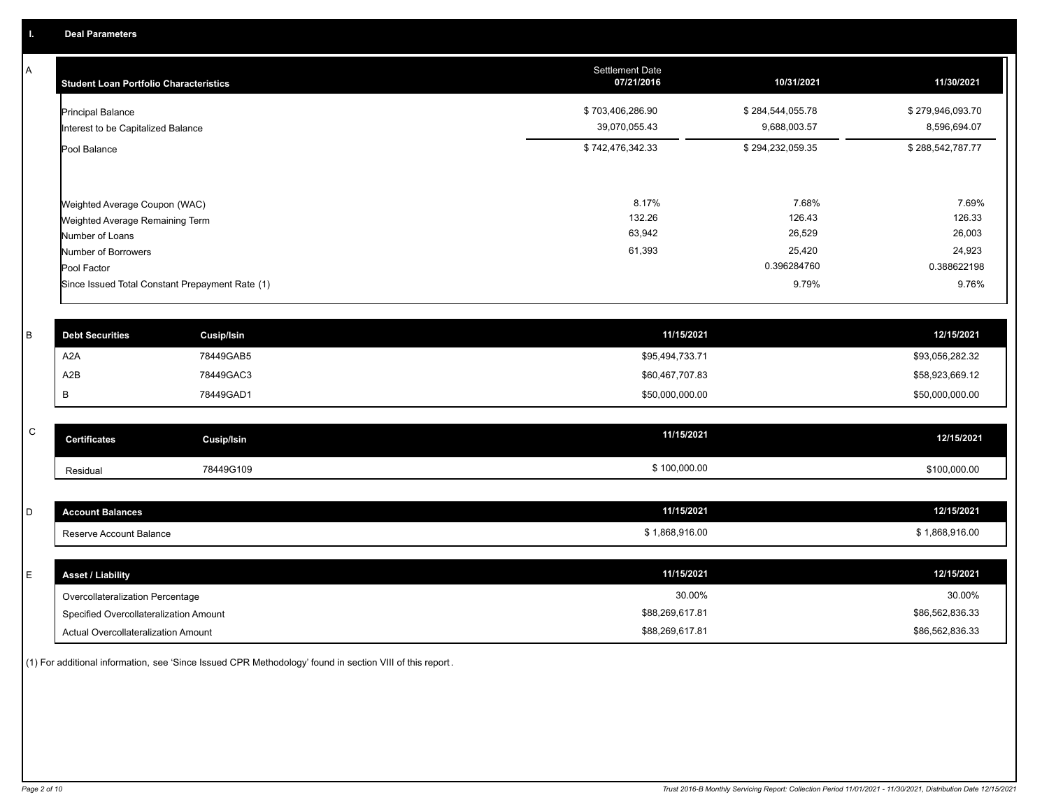## I. Deal Parameters

### A

| Student Loan Portfolio Characteristics | Settlement Date 07/21/2016 | 10/31/2021 | 11/30/2021 |
|---|---|---|---|
| Principal Balance | $ 703,406,286.90 | $ 284,544,055.78 | $ 279,946,093.70 |
| Interest to be Capitalized Balance | 39,070,055.43 | 9,688,003.57 | 8,596,694.07 |
| Pool Balance | $ 742,476,342.33 | $ 294,232,059.35 | $ 288,542,787.77 |
| Weighted Average Coupon (WAC) | 8.17% | 7.68% | 7.69% |
| Weighted Average Remaining Term | 132.26 | 126.43 | 126.33 |
| Number of Loans | 63,942 | 26,529 | 26,003 |
| Number of Borrowers | 61,393 | 25,420 | 24,923 |
| Pool Factor | | 0.396284760 | 0.388622198 |
| Since Issued Total Constant Prepayment Rate (1) | | 9.79% | 9.76% |

### B

| Debt Securities | Cusip/Isin | 11/15/2021 | 12/15/2021 |
|---|---|---|---|
| A2A | 78449GAB5 | $95,494,733.71 | $93,056,282.32 |
| A2B | 78449GAC3 | $60,467,707.83 | $58,923,669.12 |
| B | 78449GAD1 | $50,000,000.00 | $50,000,000.00 |

### C

| Certificates | Cusip/Isin | 11/15/2021 | 12/15/2021 |
|---|---|---|---|
| Residual | 78449G109 | $ 100,000.00 | $100,000.00 |

### D

| Account Balances | 11/15/2021 | 12/15/2021 |
|---|---|---|
| Reserve Account Balance | $ 1,868,916.00 | $ 1,868,916.00 |

### E

| Asset / Liability | 11/15/2021 | 12/15/2021 |
|---|---|---|
| Overcollateralization Percentage | 30.00% | 30.00% |
| Specified Overcollateralization Amount | $88,269,617.81 | $86,562,836.33 |
| Actual Overcollateralization Amount | $88,269,617.81 | $86,562,836.33 |

(1) For additional information, see 'Since Issued CPR Methodology' found in section VIII of this report.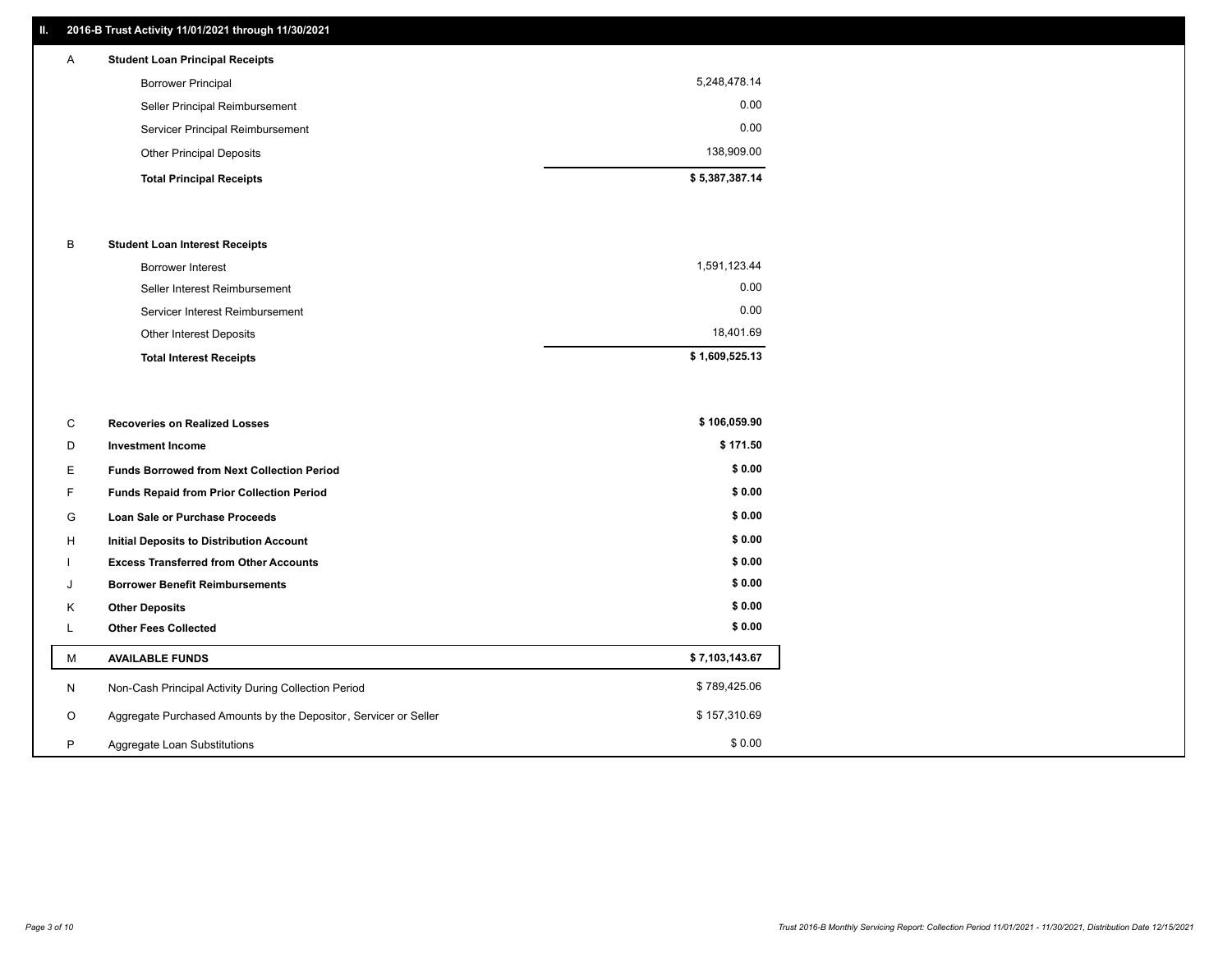## II. 2016-B Trust Activity 11/01/2021 through 11/30/2021

| | | |
|---|---|---|
| A | **Student Loan Principal Receipts** | |
| | Borrower Principal | 5,248,478.14 |
| | Seller Principal Reimbursement | 0.00 |
| | Servicer Principal Reimbursement | 0.00 |
| | Other Principal Deposits | 138,909.00 |
| | **Total Principal Receipts** | **$ 5,387,387.14** |
| B | **Student Loan Interest Receipts** | |
| | Borrower Interest | 1,591,123.44 |
| | Seller Interest Reimbursement | 0.00 |
| | Servicer Interest Reimbursement | 0.00 |
| | Other Interest Deposits | 18,401.69 |
| | **Total Interest Receipts** | **$ 1,609,525.13** |
| C | **Recoveries on Realized Losses** | **$ 106,059.90** |
| D | **Investment Income** | **$ 171.50** |
| E | **Funds Borrowed from Next Collection Period** | **$ 0.00** |
| F | **Funds Repaid from Prior Collection Period** | **$ 0.00** |
| G | **Loan Sale or Purchase Proceeds** | **$ 0.00** |
| H | **Initial Deposits to Distribution Account** | **$ 0.00** |
| I | **Excess Transferred from Other Accounts** | **$ 0.00** |
| J | **Borrower Benefit Reimbursements** | **$ 0.00** |
| K | **Other Deposits** | **$ 0.00** |
| L | **Other Fees Collected** | **$ 0.00** |
| M | **AVAILABLE FUNDS** | **$ 7,103,143.67** |
| N | Non-Cash Principal Activity During Collection Period | $ 789,425.06 |
| O | Aggregate Purchased Amounts by the Depositor, Servicer or Seller | $ 157,310.69 |
| P | Aggregate Loan Substitutions | $ 0.00 |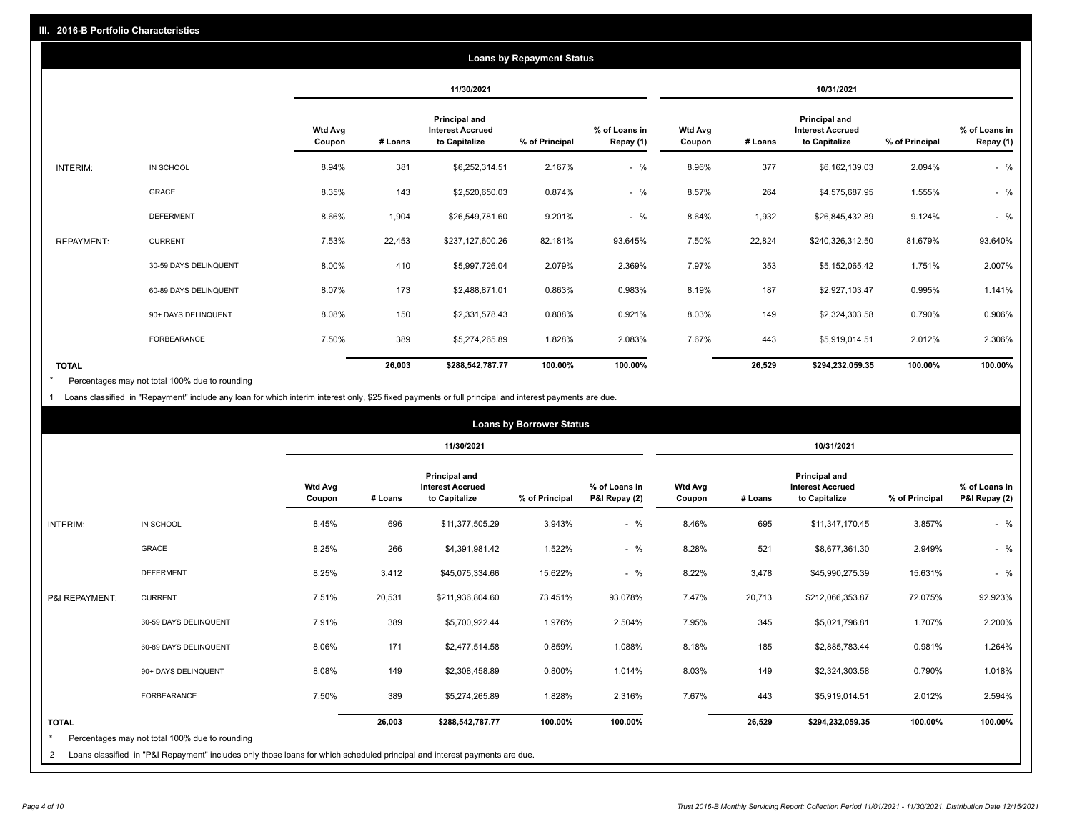## III. 2016-B Portfolio Characteristics

### Loans by Repayment Status

| | | 11/30/2021 | | | | | 10/31/2021 | | | | |
|---|---|---|---|---|---|---|---|---|---|---|---|
| | | Wtd Avg Coupon | # Loans | Principal and Interest Accrued to Capitalize | % of Principal | % of Loans in Repay (1) | Wtd Avg Coupon | # Loans | Principal and Interest Accrued to Capitalize | % of Principal | % of Loans in Repay (1) |
| INTERIM: | IN SCHOOL | 8.94% | 381 | $6,252,314.51 | 2.167% | - % | 8.96% | 377 | $6,162,139.03 | 2.094% | - % |
| | GRACE | 8.35% | 143 | $2,520,650.03 | 0.874% | - % | 8.57% | 264 | $4,575,687.95 | 1.555% | - % |
| | DEFERMENT | 8.66% | 1,904 | $26,549,781.60 | 9.201% | - % | 8.64% | 1,932 | $26,845,432.89 | 9.124% | - % |
| REPAYMENT: | CURRENT | 7.53% | 22,453 | $237,127,600.26 | 82.181% | 93.645% | 7.50% | 22,824 | $240,326,312.50 | 81.679% | 93.640% |
| | 30-59 DAYS DELINQUENT | 8.00% | 410 | $5,997,726.04 | 2.079% | 2.369% | 7.97% | 353 | $5,152,065.42 | 1.751% | 2.007% |
| | 60-89 DAYS DELINQUENT | 8.07% | 173 | $2,488,871.01 | 0.863% | 0.983% | 8.19% | 187 | $2,927,103.47 | 0.995% | 1.141% |
| | 90+ DAYS DELINQUENT | 8.08% | 150 | $2,331,578.43 | 0.808% | 0.921% | 8.03% | 149 | $2,324,303.58 | 0.790% | 0.906% |
| | FORBEARANCE | 7.50% | 389 | $5,274,265.89 | 1.828% | 2.083% | 7.67% | 443 | $5,919,014.51 | 2.012% | 2.306% |
| TOTAL | | | 26,003 | $288,542,787.77 | 100.00% | 100.00% | | 26,529 | $294,232,059.35 | 100.00% | 100.00% |

\* Percentages may not total 100% due to rounding

1 Loans classified in "Repayment" include any loan for which interim interest only, $25 fixed payments or full principal and interest payments are due.

### Loans by Borrower Status

| | | 11/30/2021 | | | | | 10/31/2021 | | | | |
|---|---|---|---|---|---|---|---|---|---|---|---|
| | | Wtd Avg Coupon | # Loans | Principal and Interest Accrued to Capitalize | % of Principal | % of Loans in P&I Repay (2) | Wtd Avg Coupon | # Loans | Principal and Interest Accrued to Capitalize | % of Principal | % of Loans in P&I Repay (2) |
| INTERIM: | IN SCHOOL | 8.45% | 696 | $11,377,505.29 | 3.943% | - % | 8.46% | 695 | $11,347,170.45 | 3.857% | - % |
| | GRACE | 8.25% | 266 | $4,391,981.42 | 1.522% | - % | 8.28% | 521 | $8,677,361.30 | 2.949% | - % |
| | DEFERMENT | 8.25% | 3,412 | $45,075,334.66 | 15.622% | - % | 8.22% | 3,478 | $45,990,275.39 | 15.631% | - % |
| P&I REPAYMENT: | CURRENT | 7.51% | 20,531 | $211,936,804.60 | 73.451% | 93.078% | 7.47% | 20,713 | $212,066,353.87 | 72.075% | 92.923% |
| | 30-59 DAYS DELINQUENT | 7.91% | 389 | $5,700,922.44 | 1.976% | 2.504% | 7.95% | 345 | $5,021,796.81 | 1.707% | 2.200% |
| | 60-89 DAYS DELINQUENT | 8.06% | 171 | $2,477,514.58 | 0.859% | 1.088% | 8.18% | 185 | $2,885,783.44 | 0.981% | 1.264% |
| | 90+ DAYS DELINQUENT | 8.08% | 149 | $2,308,458.89 | 0.800% | 1.014% | 8.03% | 149 | $2,324,303.58 | 0.790% | 1.018% |
| | FORBEARANCE | 7.50% | 389 | $5,274,265.89 | 1.828% | 2.316% | 7.67% | 443 | $5,919,014.51 | 2.012% | 2.594% |
| TOTAL | | | 26,003 | $288,542,787.77 | 100.00% | 100.00% | | 26,529 | $294,232,059.35 | 100.00% | 100.00% |

\* Percentages may not total 100% due to rounding

2 Loans classified in "P&I Repayment" includes only those loans for which scheduled principal and interest payments are due.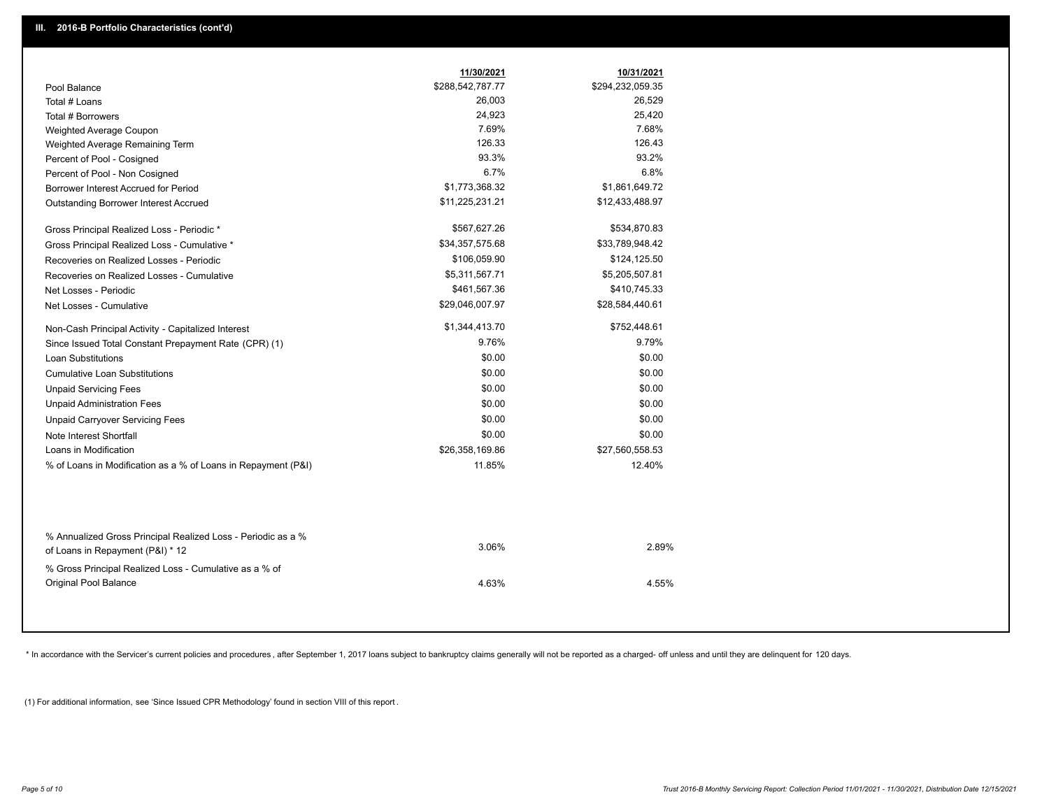## III. 2016-B Portfolio Characteristics (cont'd)

| | 11/30/2021 | 10/31/2021 |
|---|---|---|
| Pool Balance | $288,542,787.77 | $294,232,059.35 |
| Total # Loans | 26,003 | 26,529 |
| Total # Borrowers | 24,923 | 25,420 |
| Weighted Average Coupon | 7.69% | 7.68% |
| Weighted Average Remaining Term | 126.33 | 126.43 |
| Percent of Pool - Cosigned | 93.3% | 93.2% |
| Percent of Pool - Non Cosigned | 6.7% | 6.8% |
| Borrower Interest Accrued for Period | $1,773,368.32 | $1,861,649.72 |
| Outstanding Borrower Interest Accrued | $11,225,231.21 | $12,433,488.97 |
| Gross Principal Realized Loss - Periodic * | $567,627.26 | $534,870.83 |
| Gross Principal Realized Loss - Cumulative * | $34,357,575.68 | $33,789,948.42 |
| Recoveries on Realized Losses - Periodic | $106,059.90 | $124,125.50 |
| Recoveries on Realized Losses - Cumulative | $5,311,567.71 | $5,205,507.81 |
| Net Losses - Periodic | $461,567.36 | $410,745.33 |
| Net Losses - Cumulative | $29,046,007.97 | $28,584,440.61 |
| Non-Cash Principal Activity - Capitalized Interest | $1,344,413.70 | $752,448.61 |
| Since Issued Total Constant Prepayment Rate (CPR) (1) | 9.76% | 9.79% |
| Loan Substitutions | $0.00 | $0.00 |
| Cumulative Loan Substitutions | $0.00 | $0.00 |
| Unpaid Servicing Fees | $0.00 | $0.00 |
| Unpaid Administration Fees | $0.00 | $0.00 |
| Unpaid Carryover Servicing Fees | $0.00 | $0.00 |
| Note Interest Shortfall | $0.00 | $0.00 |
| Loans in Modification | $26,358,169.86 | $27,560,558.53 |
| % of Loans in Modification as a % of Loans in Repayment (P&I) | 11.85% | 12.40% |
| % Annualized Gross Principal Realized Loss - Periodic as a % of Loans in Repayment (P&I) * 12 | 3.06% | 2.89% |
| % Gross Principal Realized Loss - Cumulative as a % of Original Pool Balance | 4.63% | 4.55% |

* In accordance with the Servicer's current policies and procedures , after September 1, 2017 loans subject to bankruptcy claims generally will not be reported as a charged- off unless and until they are delinquent for 120 days.

(1) For additional information, see 'Since Issued CPR Methodology' found in section VIII of this report .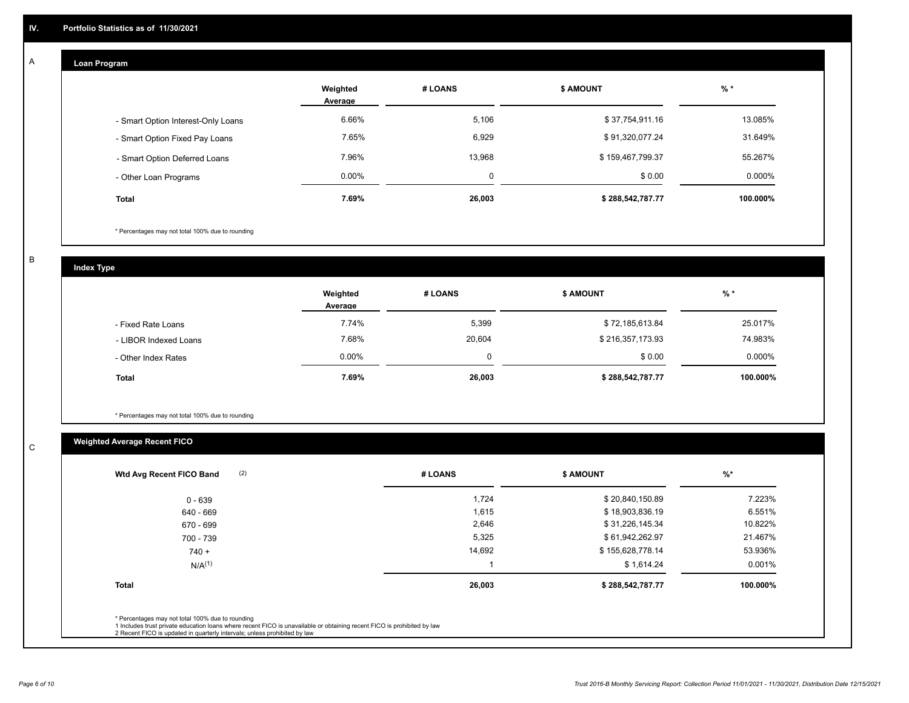## IV. Portfolio Statistics as of 11/30/2021

### A. Loan Program

| | Weighted Average | # LOANS | $ AMOUNT | % * |
|---|---|---|---|---|
| - Smart Option Interest-Only Loans | 6.66% | 5,106 | $ 37,754,911.16 | 13.085% |
| - Smart Option Fixed Pay Loans | 7.65% | 6,929 | $ 91,320,077.24 | 31.649% |
| - Smart Option Deferred Loans | 7.96% | 13,968 | $ 159,467,799.37 | 55.267% |
| - Other Loan Programs | 0.00% | 0 | $ 0.00 | 0.000% |
| **Total** | **7.69%** | **26,003** | **$ 288,542,787.77** | **100.000%** |

* Percentages may not total 100% due to rounding

### B. Index Type

| | Weighted Average | # LOANS | $ AMOUNT | % * |
|---|---|---|---|---|
| - Fixed Rate Loans | 7.74% | 5,399 | $ 72,185,613.84 | 25.017% |
| - LIBOR Indexed Loans | 7.68% | 20,604 | $ 216,357,173.93 | 74.983% |
| - Other Index Rates | 0.00% | 0 | $ 0.00 | 0.000% |
| **Total** | **7.69%** | **26,003** | **$ 288,542,787.77** | **100.000%** |

* Percentages may not total 100% due to rounding

### C. Weighted Average Recent FICO

| Wtd Avg Recent FICO Band (2) | # LOANS | $ AMOUNT | %* |
|---|---|---|---|
| 0 - 639 | 1,724 | $ 20,840,150.89 | 7.223% |
| 640 - 669 | 1,615 | $ 18,903,836.19 | 6.551% |
| 670 - 699 | 2,646 | $ 31,226,145.34 | 10.822% |
| 700 - 739 | 5,325 | $ 61,942,262.97 | 21.467% |
| 740 + | 14,692 | $ 155,628,778.14 | 53.936% |
| N/A(1) | 1 | $ 1,614.24 | 0.001% |
| **Total** | **26,003** | **$ 288,542,787.77** | **100.000%** |

* Percentages may not total 100% due to rounding
1 Includes trust private education loans where recent FICO is unavailable or obtaining recent FICO is prohibited by law
2 Recent FICO is updated in quarterly intervals; unless prohibited by law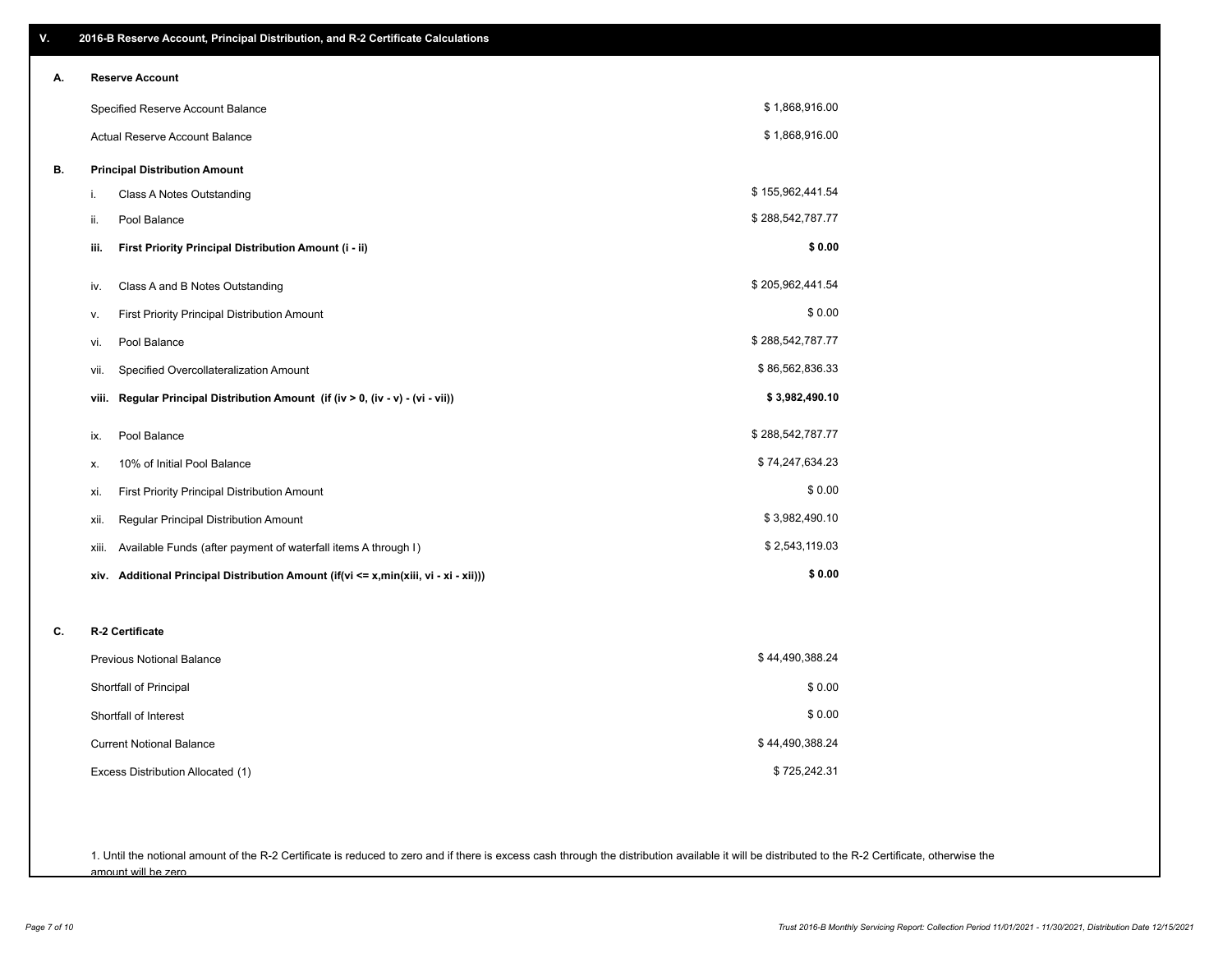## V. 2016-B Reserve Account, Principal Distribution, and R-2 Certificate Calculations

### A. Reserve Account

| | |
|---|---|
| Specified Reserve Account Balance | $ 1,868,916.00 |
| Actual Reserve Account Balance | $ 1,868,916.00 |

### B. Principal Distribution Amount

| | | |
|---|---|---|
| i. | Class A Notes Outstanding | $ 155,962,441.54 |
| ii. | Pool Balance | $ 288,542,787.77 |
| **iii.** | **First Priority Principal Distribution Amount (i - ii)** | **$ 0.00** |
| iv. | Class A and B Notes Outstanding | $ 205,962,441.54 |
| v. | First Priority Principal Distribution Amount | $ 0.00 |
| vi. | Pool Balance | $ 288,542,787.77 |
| vii. | Specified Overcollateralization Amount | $ 86,562,836.33 |
| **viii.** | **Regular Principal Distribution Amount (if (iv > 0, (iv - v) - (vi - vii))** | **$ 3,982,490.10** |
| ix. | Pool Balance | $ 288,542,787.77 |
| x. | 10% of Initial Pool Balance | $ 74,247,634.23 |
| xi. | First Priority Principal Distribution Amount | $ 0.00 |
| xii. | Regular Principal Distribution Amount | $ 3,982,490.10 |
| xiii. | Available Funds (after payment of waterfall items A through I) | $ 2,543,119.03 |
| **xiv.** | **Additional Principal Distribution Amount (if(vi <= x,min(xiii, vi - xi - xii)))** | **$ 0.00** |

### C. R-2 Certificate

| | |
|---|---|
| Previous Notional Balance | $ 44,490,388.24 |
| Shortfall of Principal | $ 0.00 |
| Shortfall of Interest | $ 0.00 |
| Current Notional Balance | $ 44,490,388.24 |
| Excess Distribution Allocated (1) | $ 725,242.31 |

1. Until the notional amount of the R-2 Certificate is reduced to zero and if there is excess cash through the distribution available it will be distributed to the R-2 Certificate, otherwise the amount will be zero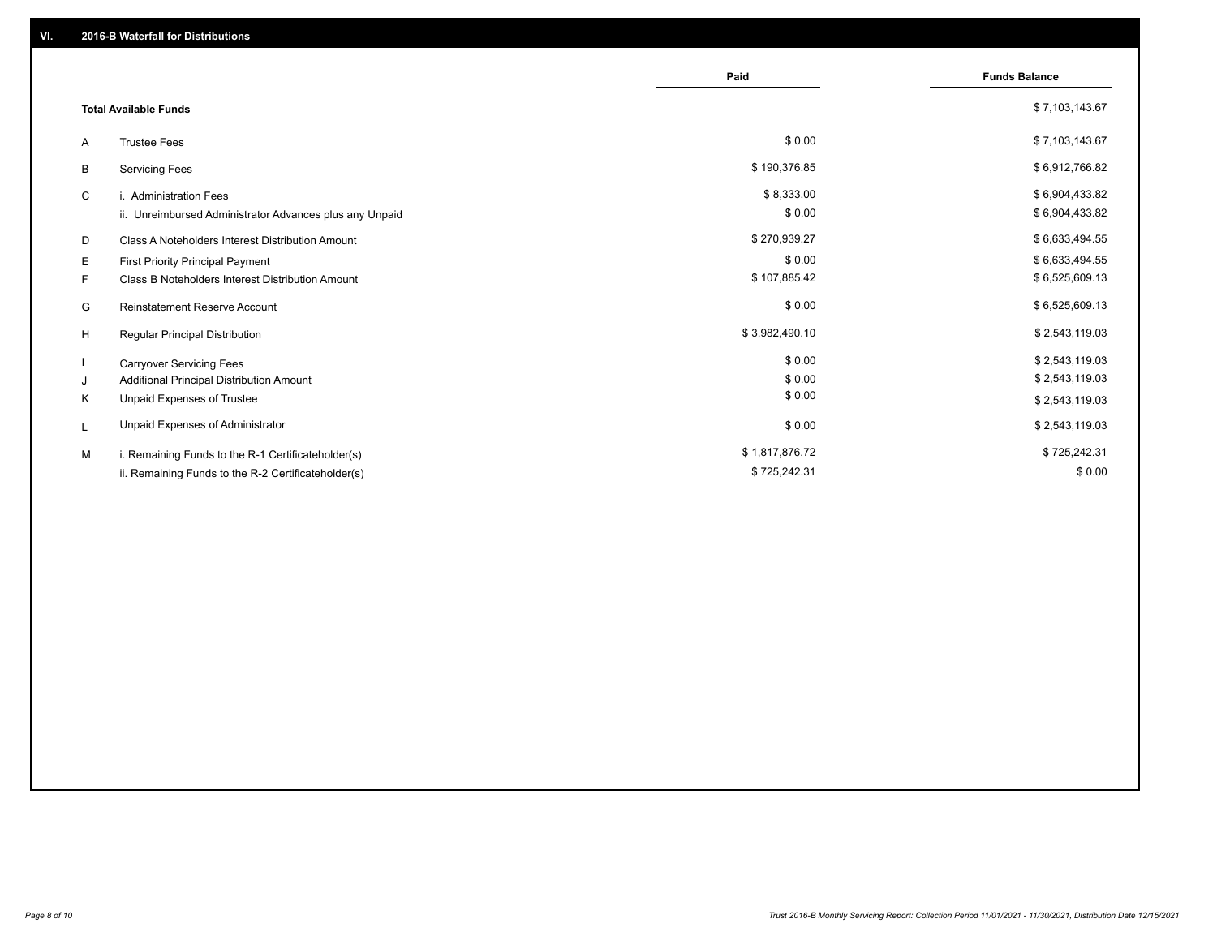## VI. 2016-B Waterfall for Distributions

| | | Paid | Funds Balance |
|---|---|---|---|
| | **Total Available Funds** | | $ 7,103,143.67 |
| A | Trustee Fees | $ 0.00 | $ 7,103,143.67 |
| B | Servicing Fees | $ 190,376.85 | $ 6,912,766.82 |
| C | i. Administration Fees | $ 8,333.00 | $ 6,904,433.82 |
| | ii. Unreimbursed Administrator Advances plus any Unpaid | $ 0.00 | $ 6,904,433.82 |
| D | Class A Noteholders Interest Distribution Amount | $ 270,939.27 | $ 6,633,494.55 |
| E | First Priority Principal Payment | $ 0.00 | $ 6,633,494.55 |
| F | Class B Noteholders Interest Distribution Amount | $ 107,885.42 | $ 6,525,609.13 |
| G | Reinstatement Reserve Account | $ 0.00 | $ 6,525,609.13 |
| H | Regular Principal Distribution | $ 3,982,490.10 | $ 2,543,119.03 |
| I | Carryover Servicing Fees | $ 0.00 | $ 2,543,119.03 |
| J | Additional Principal Distribution Amount | $ 0.00 | $ 2,543,119.03 |
| K | Unpaid Expenses of Trustee | $ 0.00 | $ 2,543,119.03 |
| L | Unpaid Expenses of Administrator | $ 0.00 | $ 2,543,119.03 |
| M | i. Remaining Funds to the R-1 Certificateholder(s) | $ 1,817,876.72 | $ 725,242.31 |
| | ii. Remaining Funds to the R-2 Certificateholder(s) | $ 725,242.31 | $ 0.00 |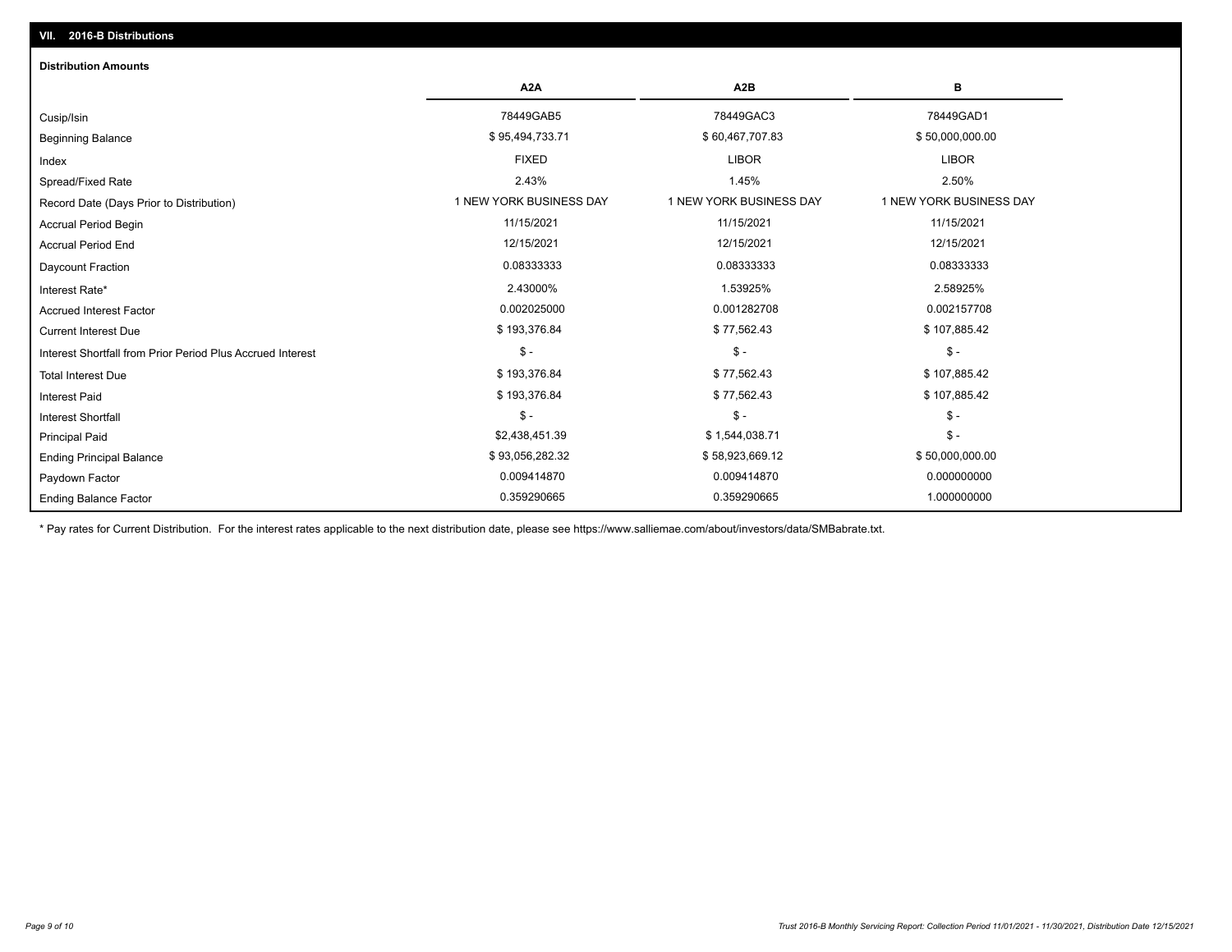## VII. 2016-B Distributions

### Distribution Amounts

| | A2A | A2B | B |
|---|---|---|---|
| Cusip/Isin | 78449GAB5 | 78449GAC3 | 78449GAD1 |
| Beginning Balance | $ 95,494,733.71 | $ 60,467,707.83 | $ 50,000,000.00 |
| Index | FIXED | LIBOR | LIBOR |
| Spread/Fixed Rate | 2.43% | 1.45% | 2.50% |
| Record Date (Days Prior to Distribution) | 1 NEW YORK BUSINESS DAY | 1 NEW YORK BUSINESS DAY | 1 NEW YORK BUSINESS DAY |
| Accrual Period Begin | 11/15/2021 | 11/15/2021 | 11/15/2021 |
| Accrual Period End | 12/15/2021 | 12/15/2021 | 12/15/2021 |
| Daycount Fraction | 0.08333333 | 0.08333333 | 0.08333333 |
| Interest Rate* | 2.43000% | 1.53925% | 2.58925% |
| Accrued Interest Factor | 0.002025000 | 0.001282708 | 0.002157708 |
| Current Interest Due | $ 193,376.84 | $ 77,562.43 | $ 107,885.42 |
| Interest Shortfall from Prior Period Plus Accrued Interest | $ - | $ - | $ - |
| Total Interest Due | $ 193,376.84 | $ 77,562.43 | $ 107,885.42 |
| Interest Paid | $ 193,376.84 | $ 77,562.43 | $ 107,885.42 |
| Interest Shortfall | $ - | $ - | $ - |
| Principal Paid | $2,438,451.39 | $ 1,544,038.71 | $ - |
| Ending Principal Balance | $ 93,056,282.32 | $ 58,923,669.12 | $ 50,000,000.00 |
| Paydown Factor | 0.009414870 | 0.009414870 | 0.000000000 |
| Ending Balance Factor | 0.359290665 | 0.359290665 | 1.000000000 |

* Pay rates for Current Distribution. For the interest rates applicable to the next distribution date, please see https://www.salliemae.com/about/investors/data/SMBabrate.txt.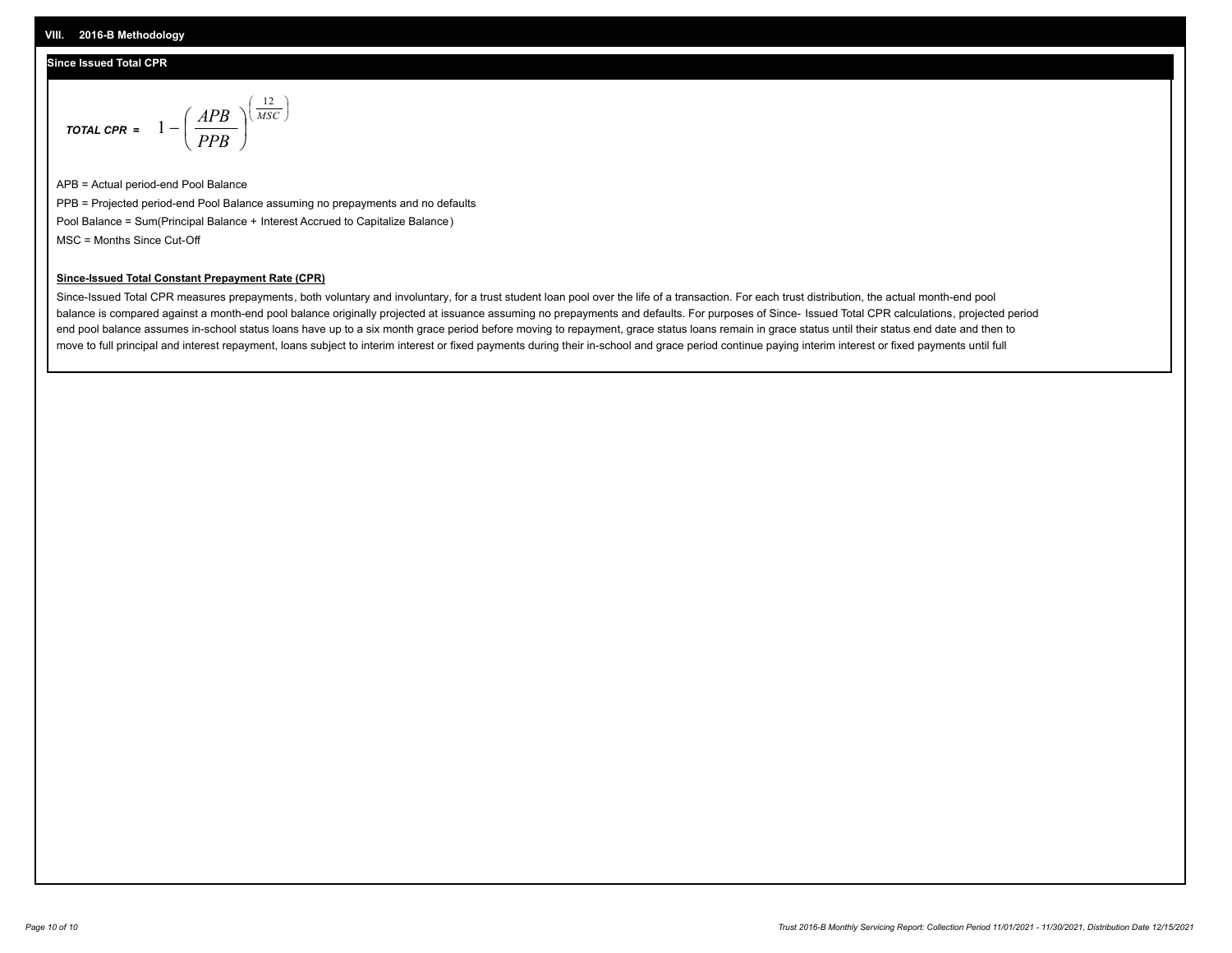## VIII. 2016-B Methodology

### Since Issued Total CPR

$$\textbf{\textit{TOTAL CPR}} = 1 - \left(\frac{APB}{PPB}\right)^{\left(\frac{12}{MSC}\right)}$$

APB = Actual period-end Pool Balance

PPB = Projected period-end Pool Balance assuming no prepayments and no defaults

Pool Balance = Sum(Principal Balance + Interest Accrued to Capitalize Balance)

MSC = Months Since Cut-Off

**Since-Issued Total Constant Prepayment Rate (CPR)**

Since-Issued Total CPR measures prepayments, both voluntary and involuntary, for a trust student loan pool over the life of a transaction. For each trust distribution, the actual month-end pool balance is compared against a month-end pool balance originally projected at issuance assuming no prepayments and defaults. For purposes of Since- Issued Total CPR calculations, projected period end pool balance assumes in-school status loans have up to a six month grace period before moving to repayment, grace status loans remain in grace status until their status end date and then to move to full principal and interest repayment, loans subject to interim interest or fixed payments during their in-school and grace period continue paying interim interest or fixed payments until full